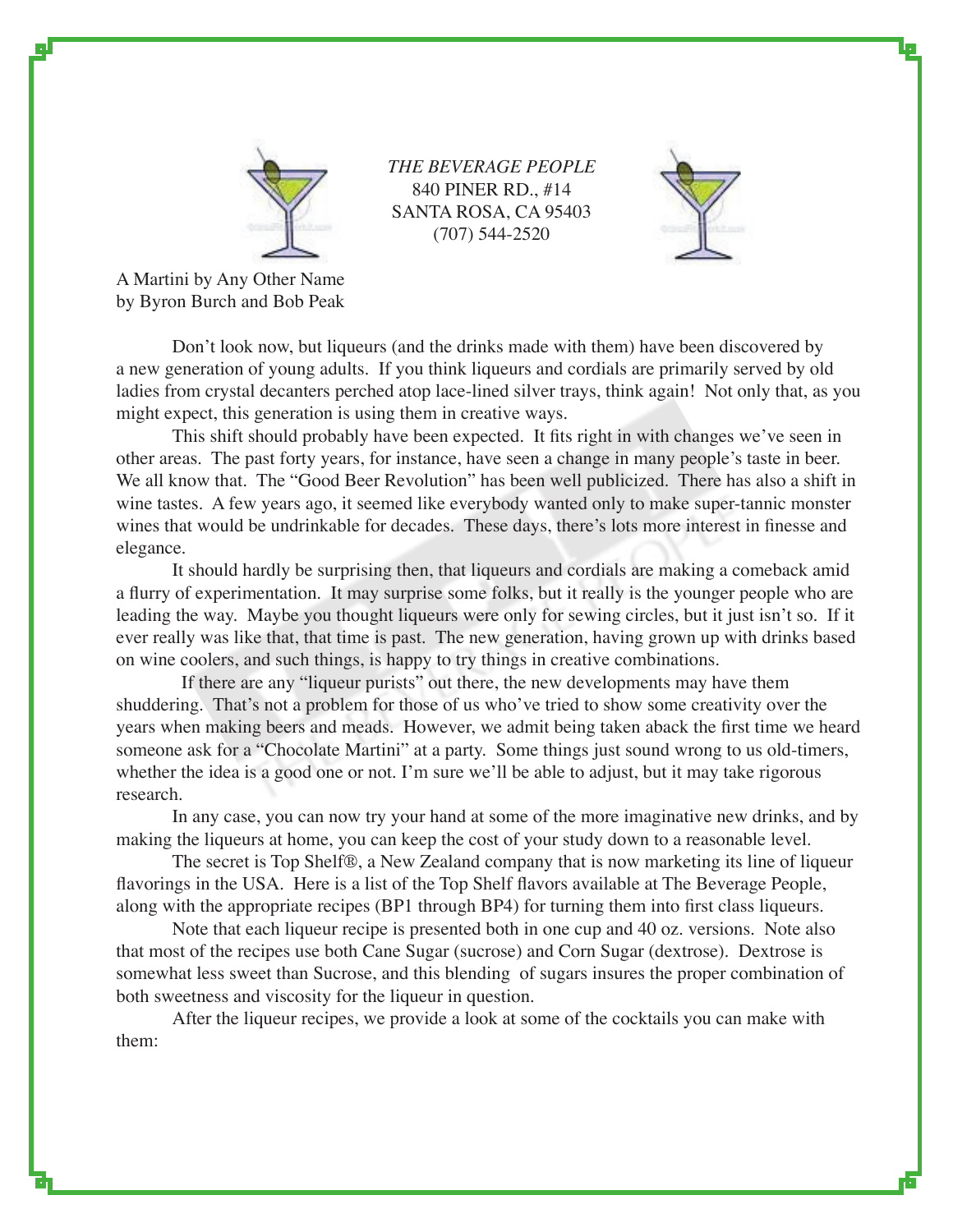*THE BEVERAGE PEOPLE*
840 PINER RD., #14
SANTA ROSA, CA 95403
(707) 544-2520

A Martini by Any Other Name
by Byron Burch and Bob Peak

Don't look now, but liqueurs (and the drinks made with them) have been discovered by a new generation of young adults. If you think liqueurs and cordials are primarily served by old ladies from crystal decanters perched atop lace-lined silver trays, think again! Not only that, as you might expect, this generation is using them in creative ways.

This shift should probably have been expected. It fits right in with changes we've seen in other areas. The past forty years, for instance, have seen a change in many people's taste in beer. We all know that. The "Good Beer Revolution" has been well publicized. There has also a shift in wine tastes. A few years ago, it seemed like everybody wanted only to make super-tannic monster wines that would be undrinkable for decades. These days, there's lots more interest in finesse and elegance.

It should hardly be surprising then, that liqueurs and cordials are making a comeback amid a flurry of experimentation. It may surprise some folks, but it really is the younger people who are leading the way. Maybe you thought liqueurs were only for sewing circles, but it just isn't so. If it ever really was like that, that time is past. The new generation, having grown up with drinks based on wine coolers, and such things, is happy to try things in creative combinations.

If there are any "liqueur purists" out there, the new developments may have them shuddering. That's not a problem for those of us who've tried to show some creativity over the years when making beers and meads. However, we admit being taken aback the first time we heard someone ask for a "Chocolate Martini" at a party. Some things just sound wrong to us old-timers, whether the idea is a good one or not. I'm sure we'll be able to adjust, but it may take rigorous research.

In any case, you can now try your hand at some of the more imaginative new drinks, and by making the liqueurs at home, you can keep the cost of your study down to a reasonable level.

The secret is Top Shelf®, a New Zealand company that is now marketing its line of liqueur flavorings in the USA. Here is a list of the Top Shelf flavors available at The Beverage People, along with the appropriate recipes (BP1 through BP4) for turning them into first class liqueurs.

Note that each liqueur recipe is presented both in one cup and 40 oz. versions. Note also that most of the recipes use both Cane Sugar (sucrose) and Corn Sugar (dextrose). Dextrose is somewhat less sweet than Sucrose, and this blending of sugars insures the proper combination of both sweetness and viscosity for the liqueur in question.

After the liqueur recipes, we provide a look at some of the cocktails you can make with them: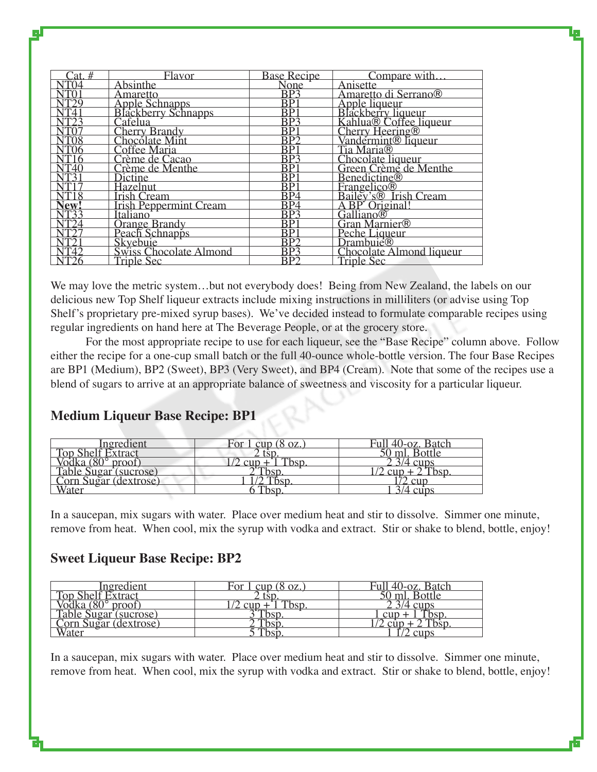| Cat. # | Flavor | Base Recipe | Compare with… |
|---|---|---|---|
| NT04 | Absinthe | None | Anisette |
| NT01 | Amaretto | BP3 | Amaretto di Serrano® |
| NT29 | Apple Schnapps | BP1 | Apple liqueur |
| NT41 | Blackberry Schnapps | BP1 | Blackberry liqueur |
| NT23 | Cafelua | BP3 | Kahlua® Coffee liqueur |
| NT07 | Cherry Brandy | BP1 | Cherry Heering® |
| NT08 | Chocolate Mint | BP2 | Vandermint® liqueur |
| NT06 | Coffee Maria | BP1 | Tia Maria® |
| NT16 | Crème de Cacao | BP3 | Chocolate liqueur |
| NT40 | Crème de Menthe | BP1 | Green Crème de Menthe |
| NT31 | Dictine | BP1 | Benedictine® |
| NT17 | Hazelnut | BP1 | Frangelico® |
| NT18 | Irish Cream | BP4 | Bailey's® Irish Cream |
| **New!** | Irish Peppermint Cream | BP4 | A BP Original! |
| NT33 | Italiano | BP3 | Galliano® |
| NT24 | Orange Brandy | BP1 | Gran Marnier® |
| NT27 | Peach Schnapps | BP1 | Peche Liqueur |
| NT21 | Skyebuie | BP2 | Drambuie® |
| NT42 | Swiss Chocolate Almond | BP3 | Chocolate Almond liqueur |
| NT26 | Triple Sec | BP2 | Triple Sec |

We may love the metric system…but not everybody does! Being from New Zealand, the labels on our delicious new Top Shelf liqueur extracts include mixing instructions in milliliters (or advise using Top Shelf's proprietary pre-mixed syrup bases). We've decided instead to formulate comparable recipes using regular ingredients on hand here at The Beverage People, or at the grocery store.

For the most appropriate recipe to use for each liqueur, see the "Base Recipe" column above. Follow either the recipe for a one-cup small batch or the full 40-ounce whole-bottle version. The four Base Recipes are BP1 (Medium), BP2 (Sweet), BP3 (Very Sweet), and BP4 (Cream). Note that some of the recipes use a blend of sugars to arrive at an appropriate balance of sweetness and viscosity for a particular liqueur.

### Medium Liqueur Base Recipe: BP1

| Ingredient | For 1 cup (8 oz.) | Full 40-oz. Batch |
|---|---|---|
| Top Shelf Extract | 2 tsp. | 50 ml. Bottle |
| Vodka (80° proof) | 1/2 cup + 1 Tbsp. | 2 3/4 cups |
| Table Sugar (sucrose) | 2 Tbsp. | 1/2 cup + 2 Tbsp. |
| Corn Sugar (dextrose) | 1 1/2 Tbsp. | 1/2 cup |
| Water | 6 Tbsp. | 1 3/4 cups |

In a saucepan, mix sugars with water. Place over medium heat and stir to dissolve. Simmer one minute, remove from heat. When cool, mix the syrup with vodka and extract. Stir or shake to blend, bottle, enjoy!

### Sweet Liqueur Base Recipe: BP2

| Ingredient | For 1 cup (8 oz.) | Full 40-oz. Batch |
|---|---|---|
| Top Shelf Extract | 2 tsp. | 50 ml. Bottle |
| Vodka (80° proof) | 1/2 cup + 1 Tbsp. | 2 3/4 cups |
| Table Sugar (sucrose) | 3 Tbsp. | 1 cup + 1 Tbsp. |
| Corn Sugar (dextrose) | 2 Tbsp. | 1/2 cup + 2 Tbsp. |
| Water | 5 Tbsp. | 1 1/2 cups |

In a saucepan, mix sugars with water. Place over medium heat and stir to dissolve. Simmer one minute, remove from heat. When cool, mix the syrup with vodka and extract. Stir or shake to blend, bottle, enjoy!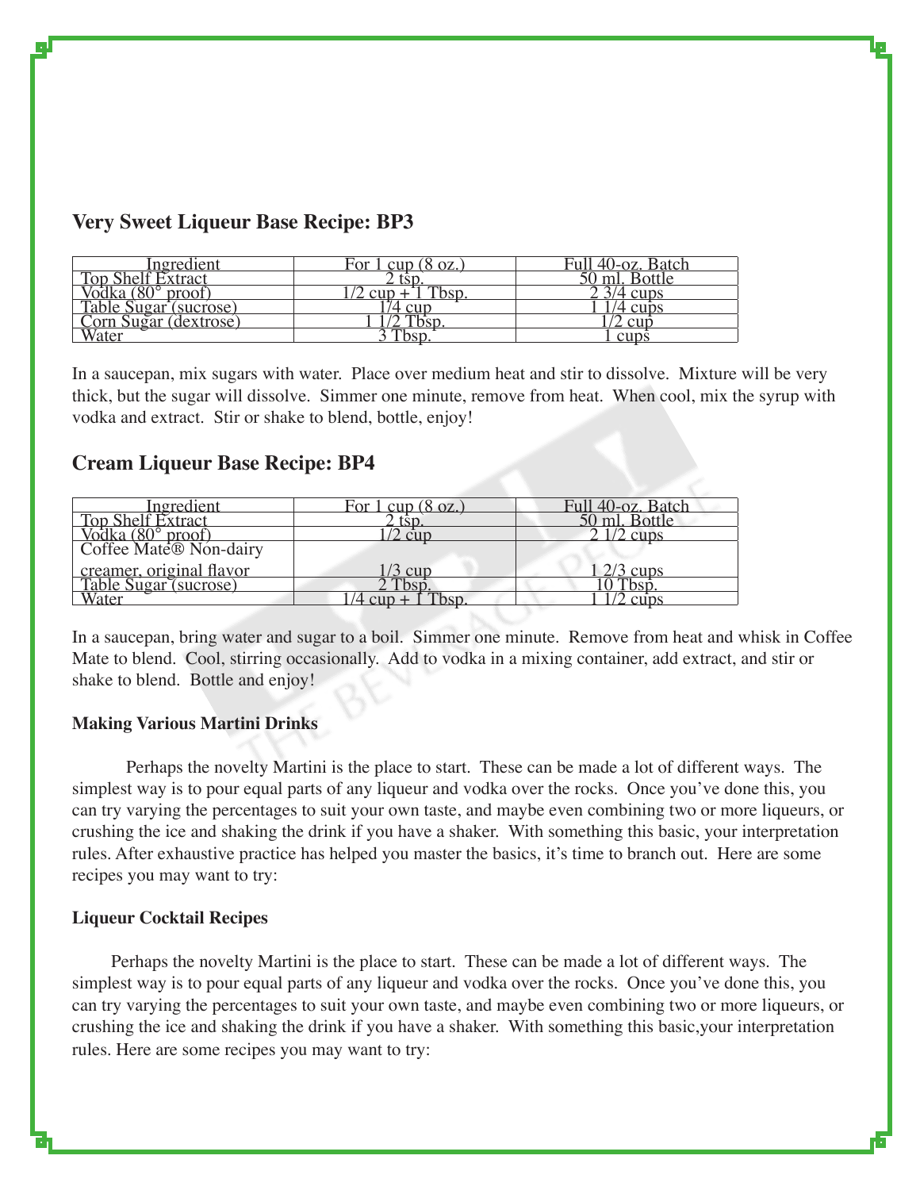## Very Sweet Liqueur Base Recipe: BP3

| Ingredient | For 1 cup (8 oz.) | Full 40-oz. Batch |
|---|---|---|
| Top Shelf Extract | 2 tsp. | 50 ml. Bottle |
| Vodka (80° proof) | 1/2 cup + 1 Tbsp. | 2 3/4 cups |
| Table Sugar (sucrose) | 1/4 cup | 1 1/4 cups |
| Corn Sugar (dextrose) | 1 1/2 Tbsp. | 1/2 cup |
| Water | 3 Tbsp. | 1 cups |

In a saucepan, mix sugars with water. Place over medium heat and stir to dissolve. Mixture will be very thick, but the sugar will dissolve. Simmer one minute, remove from heat. When cool, mix the syrup with vodka and extract. Stir or shake to blend, bottle, enjoy!

## Cream Liqueur Base Recipe: BP4

| Ingredient | For 1 cup (8 oz.) | Full 40-oz. Batch |
|---|---|---|
| Top Shelf Extract | 2 tsp. | 50 ml. Bottle |
| Vodka (80° proof) | 1/2 cup | 2 1/2 cups |
| Coffee Mate® Non-dairy creamer, original flavor | 1/3 cup | 1 2/3 cups |
| Table Sugar (sucrose) | 2 Tbsp. | 10 Tbsp. |
| Water | 1/4 cup + 1 Tbsp. | 1 1/2 cups |

In a saucepan, bring water and sugar to a boil. Simmer one minute. Remove from heat and whisk in Coffee Mate to blend. Cool, stirring occasionally. Add to vodka in a mixing container, add extract, and stir or shake to blend. Bottle and enjoy!

### Making Various Martini Drinks

Perhaps the novelty Martini is the place to start. These can be made a lot of different ways. The simplest way is to pour equal parts of any liqueur and vodka over the rocks. Once you've done this, you can try varying the percentages to suit your own taste, and maybe even combining two or more liqueurs, or crushing the ice and shaking the drink if you have a shaker. With something this basic, your interpretation rules. After exhaustive practice has helped you master the basics, it's time to branch out. Here are some recipes you may want to try:

### Liqueur Cocktail Recipes

Perhaps the novelty Martini is the place to start. These can be made a lot of different ways. The simplest way is to pour equal parts of any liqueur and vodka over the rocks. Once you've done this, you can try varying the percentages to suit your own taste, and maybe even combining two or more liqueurs, or crushing the ice and shaking the drink if you have a shaker. With something this basic,your interpretation rules. Here are some recipes you may want to try: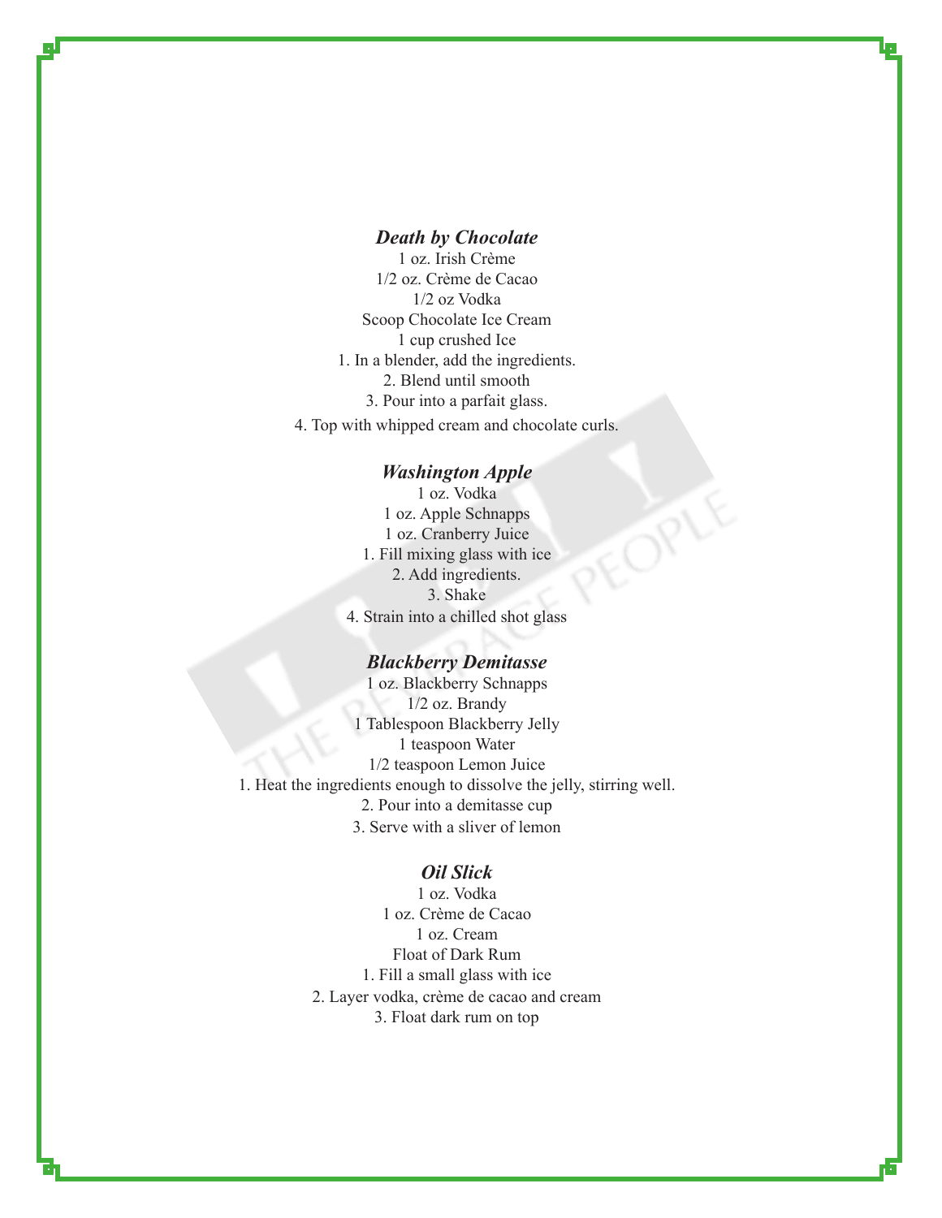***Death by Chocolate***

1 oz. Irish Crème
1/2 oz. Crème de Cacao
1/2 oz Vodka
Scoop Chocolate Ice Cream
1 cup crushed Ice

1. In a blender, add the ingredients.
2. Blend until smooth
3. Pour into a parfait glass.
4. Top with whipped cream and chocolate curls.

***Washington Apple***

1 oz. Vodka
1 oz. Apple Schnapps
1 oz. Cranberry Juice

1. Fill mixing glass with ice
2. Add ingredients.
3. Shake
4. Strain into a chilled shot glass

***Blackberry Demitasse***

1 oz. Blackberry Schnapps
1/2 oz. Brandy
1 Tablespoon Blackberry Jelly
1 teaspoon Water
1/2 teaspoon Lemon Juice

1. Heat the ingredients enough to dissolve the jelly, stirring well.
2. Pour into a demitasse cup
3. Serve with a sliver of lemon

***Oil Slick***

1 oz. Vodka
1 oz. Crème de Cacao
1 oz. Cream
Float of Dark Rum

1. Fill a small glass with ice
2. Layer vodka, crème de cacao and cream
3. Float dark rum on top